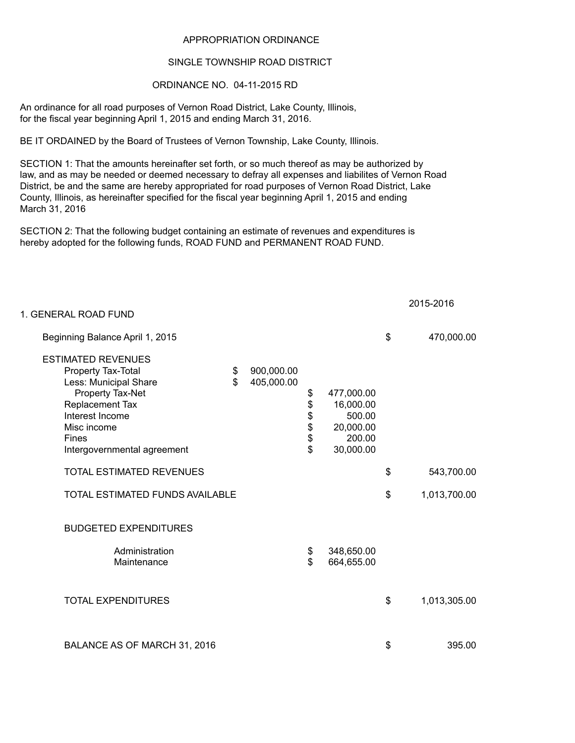APPROPRIATION ORDINANCE

SINGLE TOWNSHIP ROAD DISTRICT

ORDINANCE NO. 04-11-2015 RD

An ordinance for all road purposes of Vernon Road District, Lake County, Illinois, for the fiscal year beginning April 1, 2015 and ending March 31, 2016.

BE IT ORDAINED by the Board of Trustees of Vernon Township, Lake County, Illinois.

SECTION 1: That the amounts hereinafter set forth, or so much thereof as may be authorized by law, and as may be needed or deemed necessary to defray all expenses and liabilites of Vernon Road District, be and the same are hereby appropriated for road purposes of Vernon Road District, Lake County, Illinois, as hereinafter specified for the fiscal year beginning April 1, 2015 and ending March 31, 2016

SECTION 2: That the following budget containing an estimate of revenues and expenditures is hereby adopted for the following funds, ROAD FUND and PERMANENT ROAD FUND.

| 1. GENERAL ROAD FUND | | | 2015-2016 |
|---|---|---|---|
| Beginning Balance April 1, 2015 | | | $ 470,000.00 |
| ESTIMATED REVENUES | | | |
| Property Tax-Total | $ 900,000.00 | | |
| Less: Municipal Share | $ 405,000.00 | | |
| Property Tax-Net | | $ 477,000.00 | |
| Replacement Tax | | $ 16,000.00 | |
| Interest Income | | $ 500.00 | |
| Misc income | | $ 20,000.00 | |
| Fines | | $ 200.00 | |
| Intergovernmental agreement | | $ 30,000.00 | |
| TOTAL ESTIMATED REVENUES | | | $ 543,700.00 |
| TOTAL ESTIMATED FUNDS AVAILABLE | | | $ 1,013,700.00 |
| BUDGETED EXPENDITURES | | | |
| Administration | | $ 348,650.00 | |
| Maintenance | | $ 664,655.00 | |
| TOTAL EXPENDITURES | | | $ 1,013,305.00 |
| BALANCE AS OF MARCH 31, 2016 | | | $ 395.00 |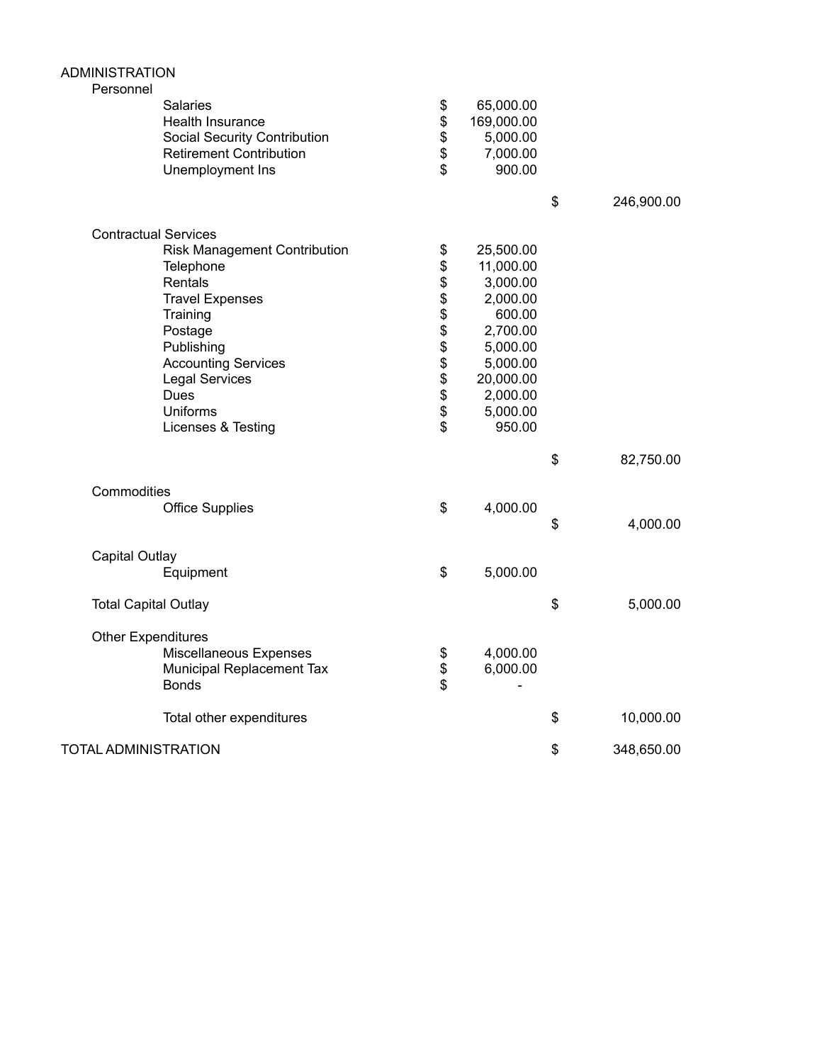| ADMINISTRATION | | | |
|---|---|---|---|
| Personnel | | | |
| Salaries | $ 65,000.00 | | |
| Health Insurance | $ 169,000.00 | | |
| Social Security Contribution | $ 5,000.00 | | |
| Retirement Contribution | $ 7,000.00 | | |
| Unemployment Ins | $ 900.00 | | |
| | | $ 246,900.00 | |
| Contractual Services | | | |
| Risk Management Contribution | $ 25,500.00 | | |
| Telephone | $ 11,000.00 | | |
| Rentals | $ 3,000.00 | | |
| Travel Expenses | $ 2,000.00 | | |
| Training | $ 600.00 | | |
| Postage | $ 2,700.00 | | |
| Publishing | $ 5,000.00 | | |
| Accounting Services | $ 5,000.00 | | |
| Legal Services | $ 20,000.00 | | |
| Dues | $ 2,000.00 | | |
| Uniforms | $ 5,000.00 | | |
| Licenses & Testing | $ 950.00 | | |
| | | $ 82,750.00 | |
| Commodities | | | |
| Office Supplies | $ 4,000.00 | | |
| | | $ 4,000.00 | |
| Capital Outlay | | | |
| Equipment | $ 5,000.00 | | |
| Total Capital Outlay | | $ 5,000.00 | |
| Other Expenditures | | | |
| Miscellaneous Expenses | $ 4,000.00 | | |
| Municipal Replacement Tax | $ 6,000.00 | | |
| Bonds | $ - | | |
| Total other expenditures | | $ 10,000.00 | |
| TOTAL ADMINISTRATION | | $ 348,650.00 | |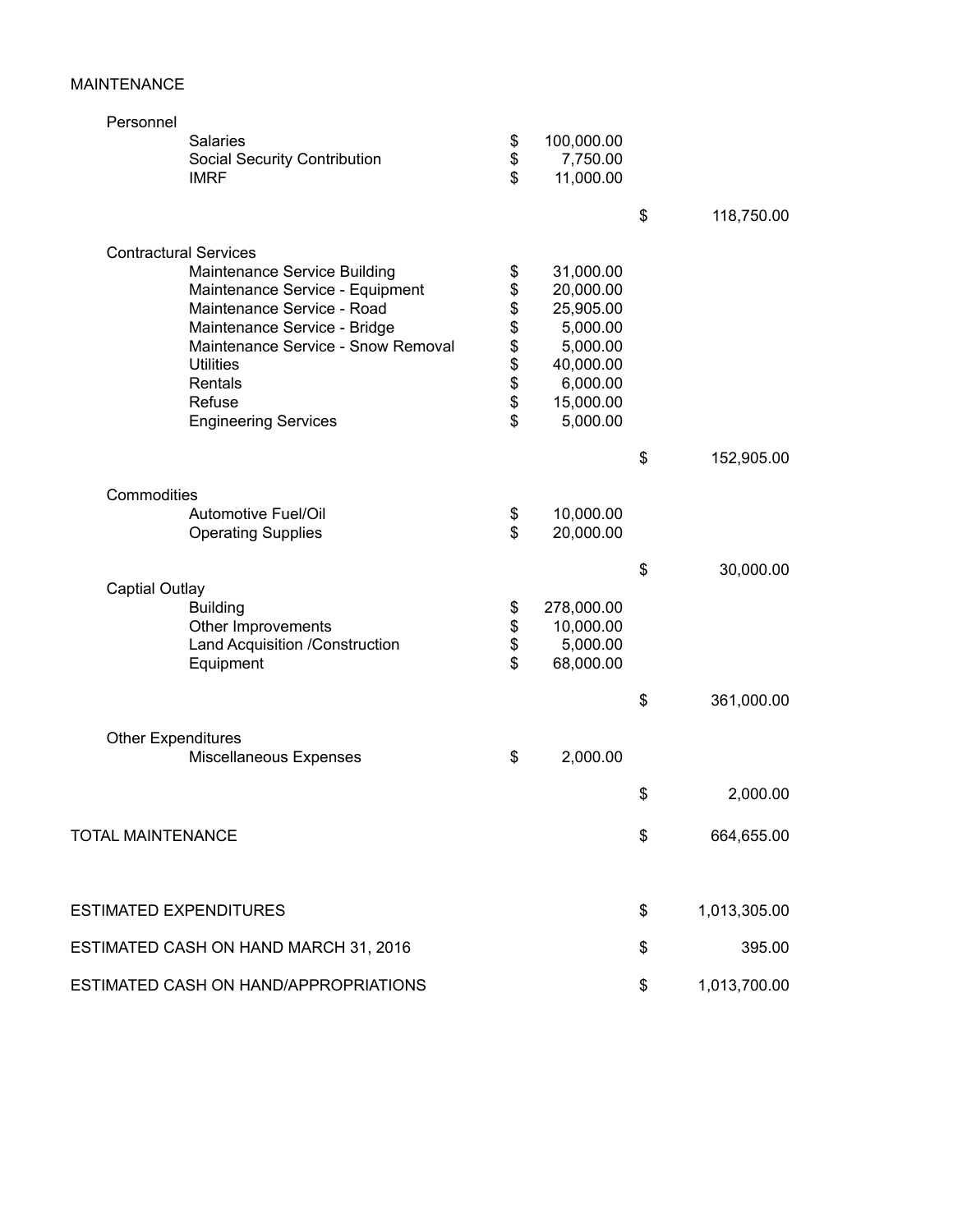MAINTENANCE

| | | | | |
|---|---|---|---|---|
| Personnel | | | | |
| Salaries | $ | 100,000.00 | | |
| Social Security Contribution | $ | 7,750.00 | | |
| IMRF | $ | 11,000.00 | | |
| | | | $ | 118,750.00 |
| Contractural Services | | | | |
| Maintenance Service Building | $ | 31,000.00 | | |
| Maintenance Service - Equipment | $ | 20,000.00 | | |
| Maintenance Service - Road | $ | 25,905.00 | | |
| Maintenance Service - Bridge | $ | 5,000.00 | | |
| Maintenance Service - Snow Removal | $ | 5,000.00 | | |
| Utilities | $ | 40,000.00 | | |
| Rentals | $ | 6,000.00 | | |
| Refuse | $ | 15,000.00 | | |
| Engineering Services | $ | 5,000.00 | | |
| | | | $ | 152,905.00 |
| Commodities | | | | |
| Automotive Fuel/Oil | $ | 10,000.00 | | |
| Operating Supplies | $ | 20,000.00 | | |
| | | | $ | 30,000.00 |
| Captial Outlay | | | | |
| Building | $ | 278,000.00 | | |
| Other Improvements | $ | 10,000.00 | | |
| Land Acquisition /Construction | $ | 5,000.00 | | |
| Equipment | $ | 68,000.00 | | |
| | | | $ | 361,000.00 |
| Other Expenditures | | | | |
| Miscellaneous Expenses | $ | 2,000.00 | | |
| | | | $ | 2,000.00 |
| TOTAL MAINTENANCE | | | $ | 664,655.00 |
| ESTIMATED EXPENDITURES | | | $ | 1,013,305.00 |
| ESTIMATED CASH ON HAND MARCH 31, 2016 | | | $ | 395.00 |
| ESTIMATED CASH ON HAND/APPROPRIATIONS | | | $ | 1,013,700.00 |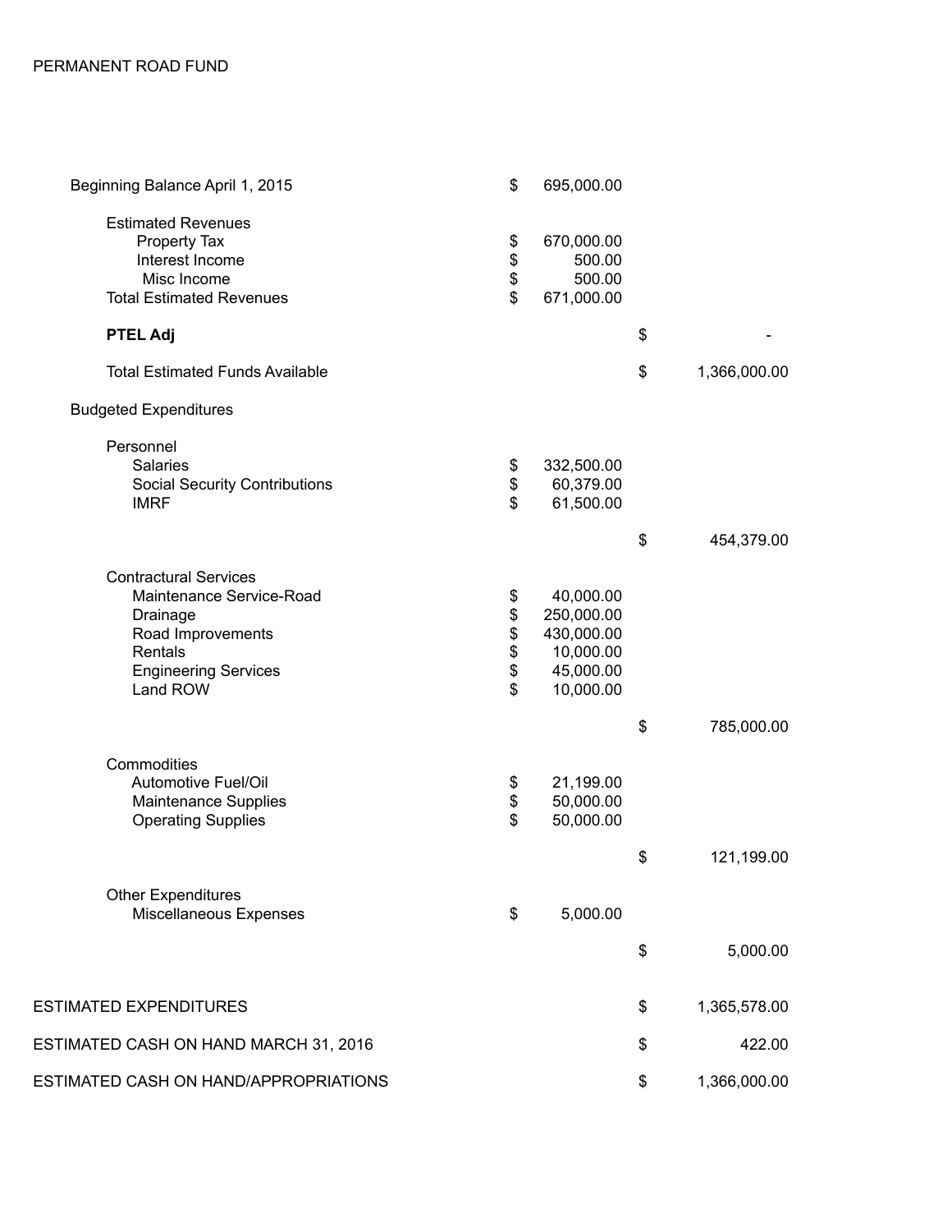# PERMANENT ROAD FUND

| | | |
|---|---|---|
| Beginning Balance April 1, 2015 | $ 695,000.00 | |
| **Estimated Revenues** | | |
| Property Tax | $ 670,000.00 | |
| Interest Income | $ 500.00 | |
| Misc Income | $ 500.00 | |
| Total Estimated Revenues | $ 671,000.00 | |
| **PTEL Adj** | | $ - |
| Total Estimated Funds Available | | $ 1,366,000.00 |
| **Budgeted Expenditures** | | |
| Personnel | | |
| Salaries | $ 332,500.00 | |
| Social Security Contributions | $ 60,379.00 | |
| IMRF | $ 61,500.00 | |
| | | $ 454,379.00 |
| Contractural Services | | |
| Maintenance Service-Road | $ 40,000.00 | |
| Drainage | $ 250,000.00 | |
| Road Improvements | $ 430,000.00 | |
| Rentals | $ 10,000.00 | |
| Engineering Services | $ 45,000.00 | |
| Land ROW | $ 10,000.00 | |
| | | $ 785,000.00 |
| Commodities | | |
| Automotive Fuel/Oil | $ 21,199.00 | |
| Maintenance Supplies | $ 50,000.00 | |
| Operating Supplies | $ 50,000.00 | |
| | | $ 121,199.00 |
| Other Expenditures | | |
| Miscellaneous Expenses | $ 5,000.00 | |
| | | $ 5,000.00 |
| ESTIMATED EXPENDITURES | | $ 1,365,578.00 |
| ESTIMATED CASH ON HAND MARCH 31, 2016 | | $ 422.00 |
| ESTIMATED CASH ON HAND/APPROPRIATIONS | | $ 1,366,000.00 |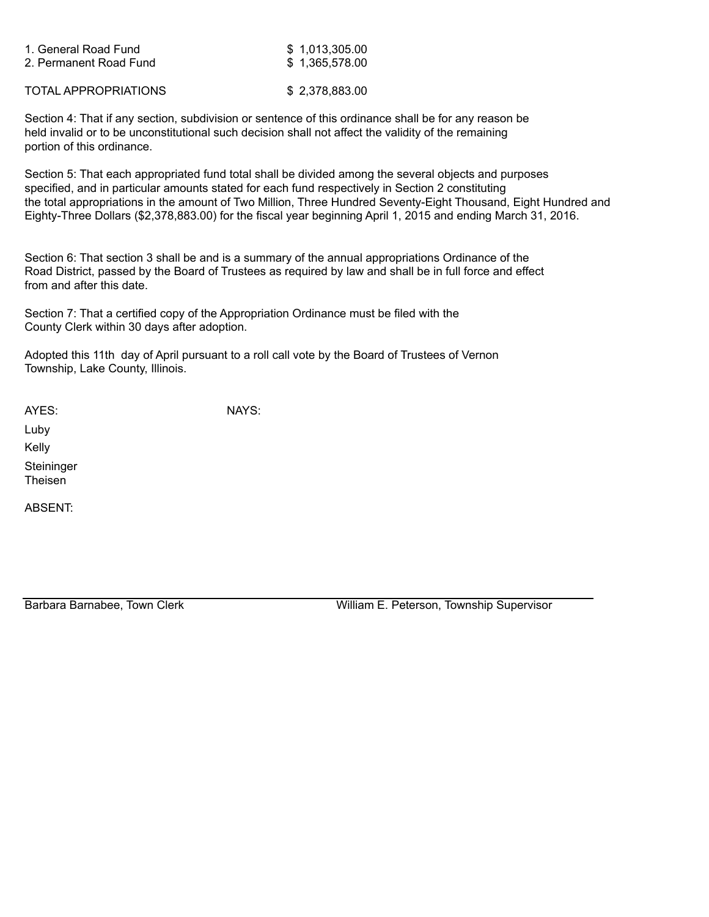| | |
|---|---|
| 1. General Road Fund | $ 1,013,305.00 |
| 2. Permanent Road Fund | $ 1,365,578.00 |
| | |
| TOTAL APPROPRIATIONS | $ 2,378,883.00 |

Section 4: That if any section, subdivision or sentence of this ordinance shall be for any reason be held invalid or to be unconstitutional such decision shall not affect the validity of the remaining portion of this ordinance.

Section 5: That each appropriated fund total shall be divided among the several objects and purposes specified, and in particular amounts stated for each fund respectively in Section 2 constituting the total appropriations in the amount of Two Million, Three Hundred Seventy-Eight Thousand, Eight Hundred and Eighty-Three Dollars ($2,378,883.00) for the fiscal year beginning April 1, 2015 and ending March 31, 2016.

Section 6: That section 3 shall be and is a summary of the annual appropriations Ordinance of the Road District, passed by the Board of Trustees as required by law and shall be in full force and effect from and after this date.

Section 7: That a certified copy of the Appropriation Ordinance must be filed with the County Clerk within 30 days after adoption.

Adopted this 11th day of April pursuant to a roll call vote by the Board of Trustees of Vernon Township, Lake County, Illinois.

| AYES: | NAYS: |
|---|---|
| Luby | |
| Kelly | |
| Steininger | |
| Theisen | |

ABSENT:

Barbara Barnabee, Town Clerk

William E. Peterson, Township Supervisor